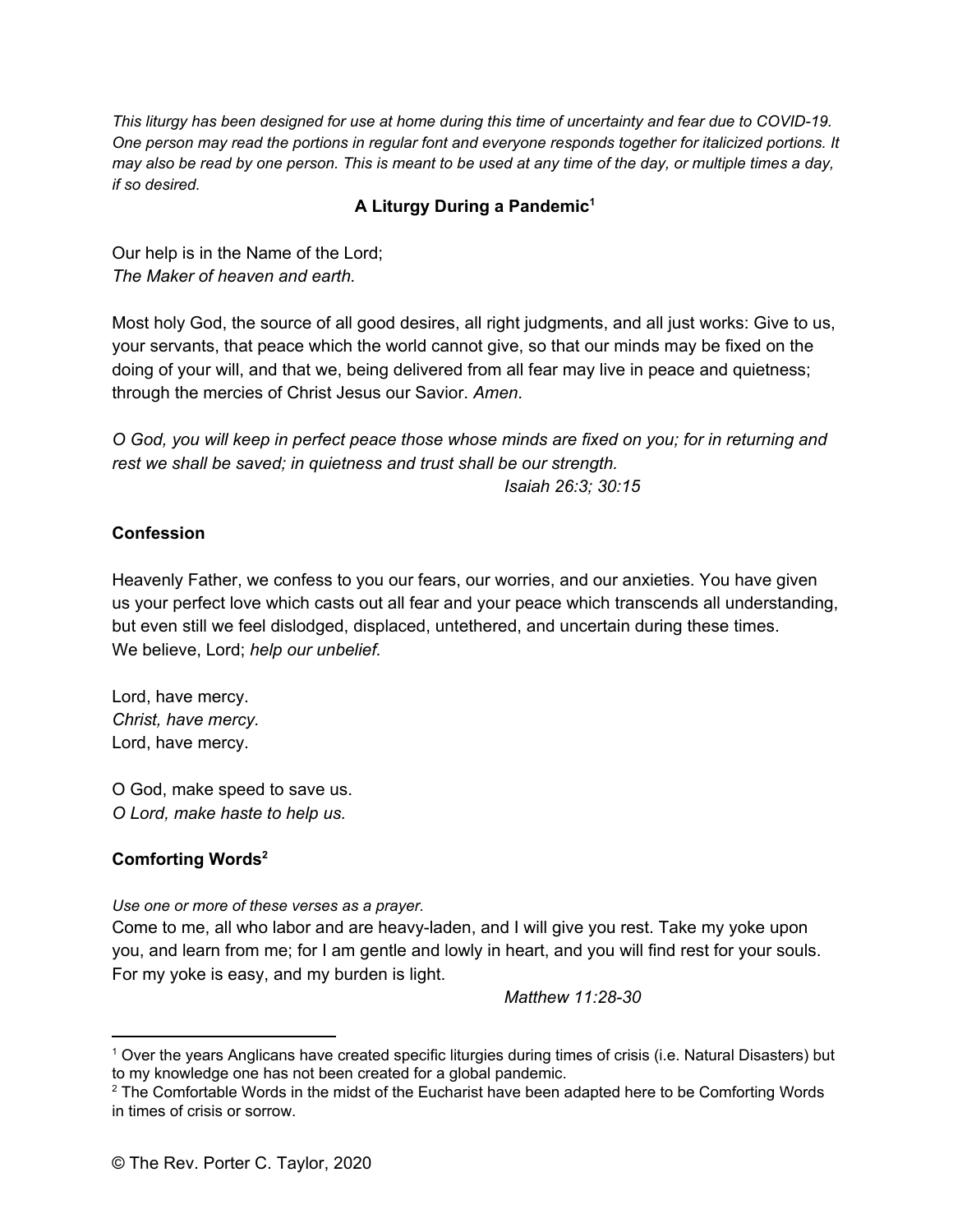*This liturgy has been designed for use at home during this time of uncertainty and fear due to COVID-19. One person may read the portions in regular font and everyone responds together for italicized portions. It may also be read by one person. This is meant to be used at any time of the day, or multiple times a day, if so desired.*

## A Liturgy During a Pandemic[1]

Our help is in the Name of the Lord;
*The Maker of heaven and earth.*

Most holy God, the source of all good desires, all right judgments, and all just works: Give to us, your servants, that peace which the world cannot give, so that our minds may be fixed on the doing of your will, and that we, being delivered from all fear may live in peace and quietness; through the mercies of Christ Jesus our Savior. *Amen*.

*O God, you will keep in perfect peace those whose minds are fixed on you; for in returning and rest we shall be saved; in quietness and trust shall be our strength.*
*Isaiah 26:3; 30:15*

### Confession

Heavenly Father, we confess to you our fears, our worries, and our anxieties. You have given us your perfect love which casts out all fear and your peace which transcends all understanding, but even still we feel dislodged, displaced, untethered, and uncertain during these times.
We believe, Lord; *help our unbelief.*

Lord, have mercy.
*Christ, have mercy.*
Lord, have mercy.

O God, make speed to save us.
*O Lord, make haste to help us.*

### Comforting Words[2]

*Use one or more of these verses as a prayer.*
Come to me, all who labor and are heavy-laden, and I will give you rest. Take my yoke upon you, and learn from me; for I am gentle and lowly in heart, and you will find rest for your souls. For my yoke is easy, and my burden is light.
*Matthew 11:28-30*

---

[1] Over the years Anglicans have created specific liturgies during times of crisis (i.e. Natural Disasters) but to my knowledge one has not been created for a global pandemic.

[2] The Comfortable Words in the midst of the Eucharist have been adapted here to be Comforting Words in times of crisis or sorrow.

© The Rev. Porter C. Taylor, 2020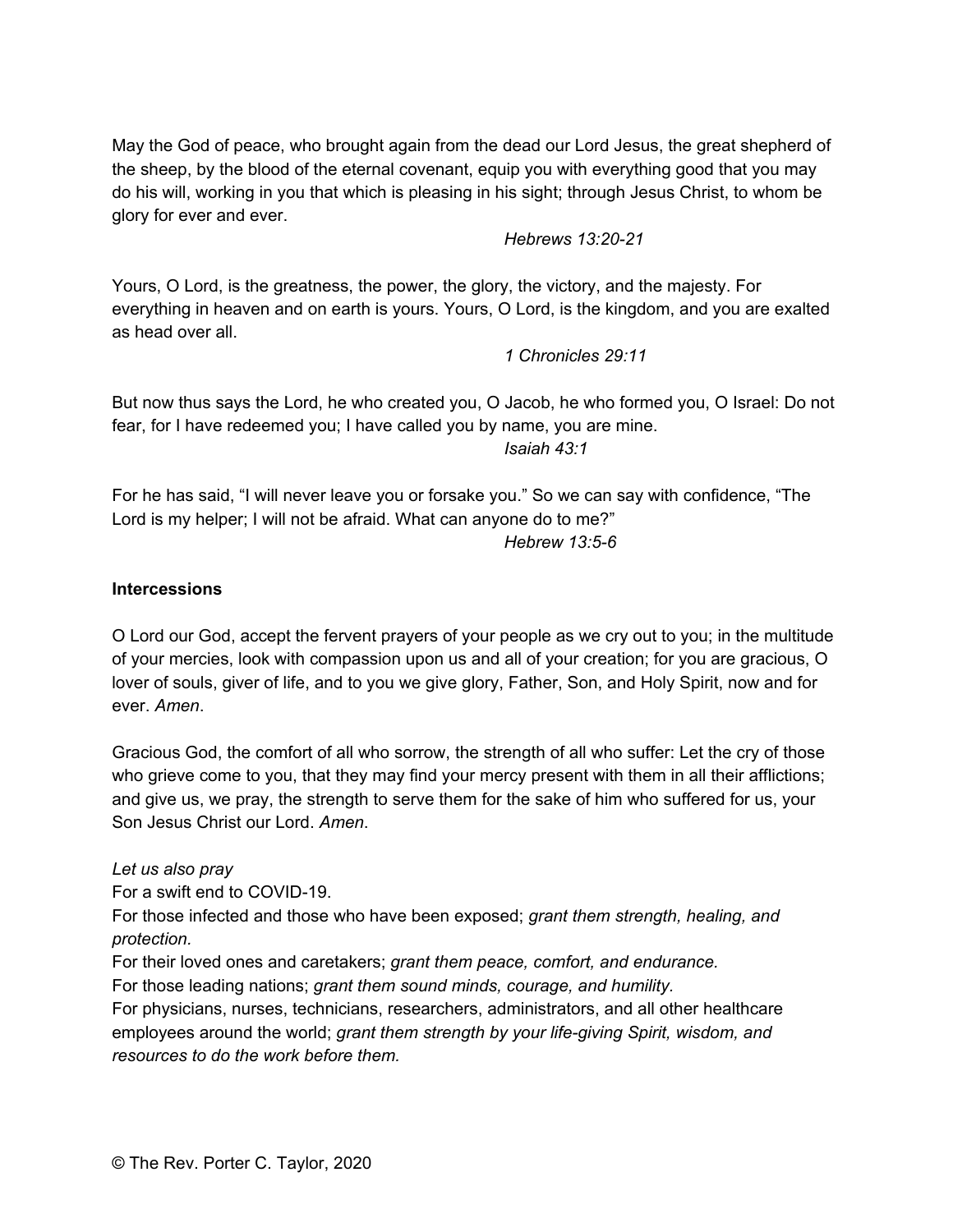May the God of peace, who brought again from the dead our Lord Jesus, the great shepherd of the sheep, by the blood of the eternal covenant, equip you with everything good that you may do his will, working in you that which is pleasing in his sight; through Jesus Christ, to whom be glory for ever and ever.

*Hebrews 13:20-21*

Yours, O Lord, is the greatness, the power, the glory, the victory, and the majesty. For everything in heaven and on earth is yours. Yours, O Lord, is the kingdom, and you are exalted as head over all.

*1 Chronicles 29:11*

But now thus says the Lord, he who created you, O Jacob, he who formed you, O Israel: Do not fear, for I have redeemed you; I have called you by name, you are mine.

*Isaiah 43:1*

For he has said, "I will never leave you or forsake you." So we can say with confidence, "The Lord is my helper; I will not be afraid. What can anyone do to me?"

*Hebrew 13:5-6*

**Intercessions**

O Lord our God, accept the fervent prayers of your people as we cry out to you; in the multitude of your mercies, look with compassion upon us and all of your creation; for you are gracious, O lover of souls, giver of life, and to you we give glory, Father, Son, and Holy Spirit, now and for ever. *Amen*.

Gracious God, the comfort of all who sorrow, the strength of all who suffer: Let the cry of those who grieve come to you, that they may find your mercy present with them in all their afflictions; and give us, we pray, the strength to serve them for the sake of him who suffered for us, your Son Jesus Christ our Lord. *Amen*.

*Let us also pray*  
For a swift end to COVID-19.  
For those infected and those who have been exposed; *grant them strength, healing, and protection.*  
For their loved ones and caretakers; *grant them peace, comfort, and endurance.*  
For those leading nations; *grant them sound minds, courage, and humility.*  
For physicians, nurses, technicians, researchers, administrators, and all other healthcare employees around the world; *grant them strength by your life-giving Spirit, wisdom, and resources to do the work before them.*

© The Rev. Porter C. Taylor, 2020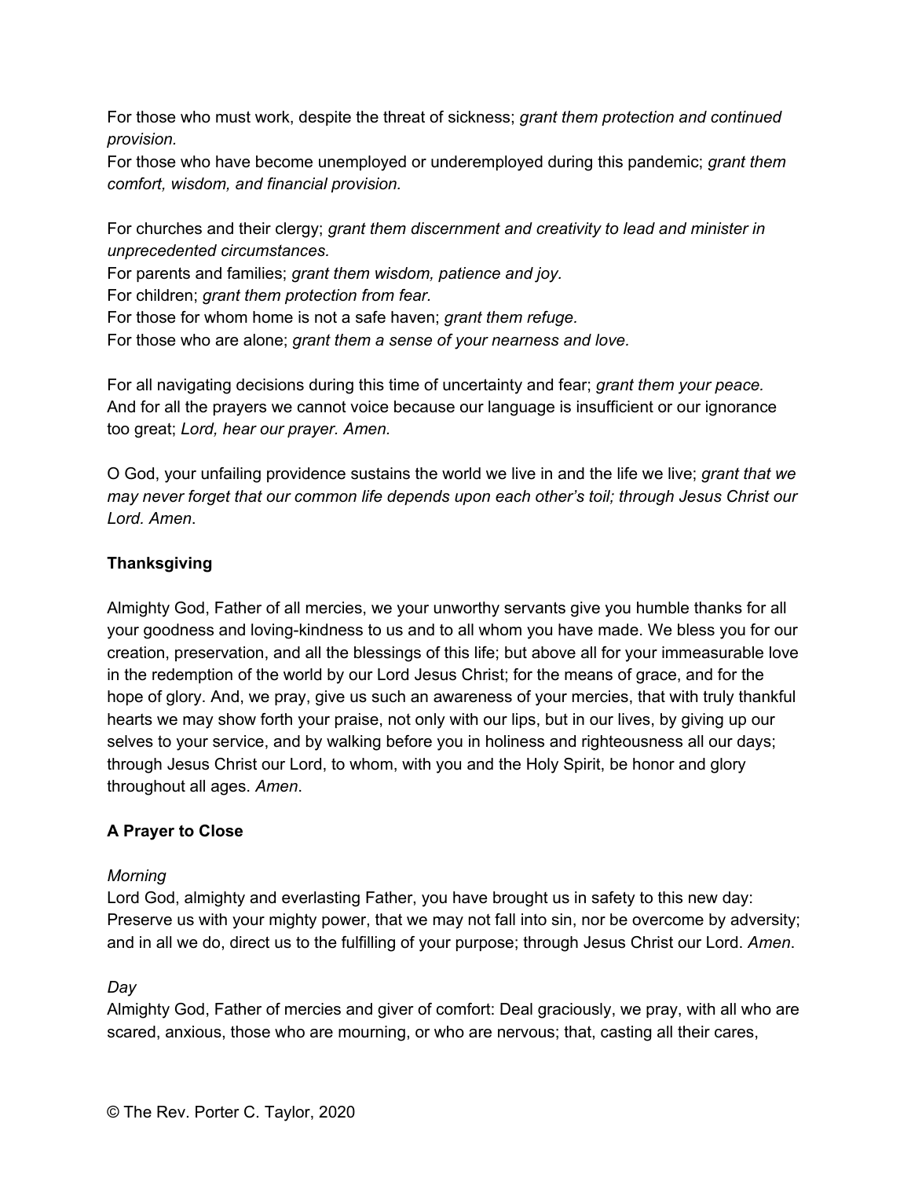For those who must work, despite the threat of sickness; *grant them protection and continued provision.*
For those who have become unemployed or underemployed during this pandemic; *grant them comfort, wisdom, and financial provision.*

For churches and their clergy; *grant them discernment and creativity to lead and minister in unprecedented circumstances.*
For parents and families; *grant them wisdom, patience and joy.*
For children; *grant them protection from fear.*
For those for whom home is not a safe haven; *grant them refuge.*
For those who are alone; *grant them a sense of your nearness and love.*

For all navigating decisions during this time of uncertainty and fear; *grant them your peace.*
And for all the prayers we cannot voice because our language is insufficient or our ignorance too great; *Lord, hear our prayer. Amen.*

O God, your unfailing providence sustains the world we live in and the life we live; *grant that we may never forget that our common life depends upon each other's toil; through Jesus Christ our Lord. Amen*.

**Thanksgiving**

Almighty God, Father of all mercies, we your unworthy servants give you humble thanks for all your goodness and loving-kindness to us and to all whom you have made. We bless you for our creation, preservation, and all the blessings of this life; but above all for your immeasurable love in the redemption of the world by our Lord Jesus Christ; for the means of grace, and for the hope of glory. And, we pray, give us such an awareness of your mercies, that with truly thankful hearts we may show forth your praise, not only with our lips, but in our lives, by giving up our selves to your service, and by walking before you in holiness and righteousness all our days; through Jesus Christ our Lord, to whom, with you and the Holy Spirit, be honor and glory throughout all ages. *Amen*.

**A Prayer to Close**

*Morning*
Lord God, almighty and everlasting Father, you have brought us in safety to this new day: Preserve us with your mighty power, that we may not fall into sin, nor be overcome by adversity; and in all we do, direct us to the fulfilling of your purpose; through Jesus Christ our Lord. *Amen*.

*Day*
Almighty God, Father of mercies and giver of comfort: Deal graciously, we pray, with all who are scared, anxious, those who are mourning, or who are nervous; that, casting all their cares,

© The Rev. Porter C. Taylor, 2020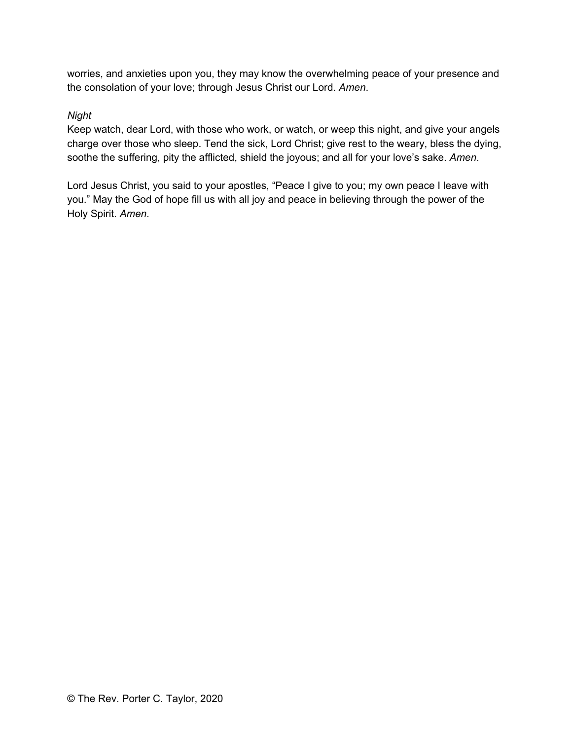worries, and anxieties upon you, they may know the overwhelming peace of your presence and the consolation of your love; through Jesus Christ our Lord. *Amen*.

*Night*

Keep watch, dear Lord, with those who work, or watch, or weep this night, and give your angels charge over those who sleep. Tend the sick, Lord Christ; give rest to the weary, bless the dying, soothe the suffering, pity the afflicted, shield the joyous; and all for your love's sake. *Amen*.

Lord Jesus Christ, you said to your apostles, "Peace I give to you; my own peace I leave with you." May the God of hope fill us with all joy and peace in believing through the power of the Holy Spirit. *Amen*.

© The Rev. Porter C. Taylor, 2020